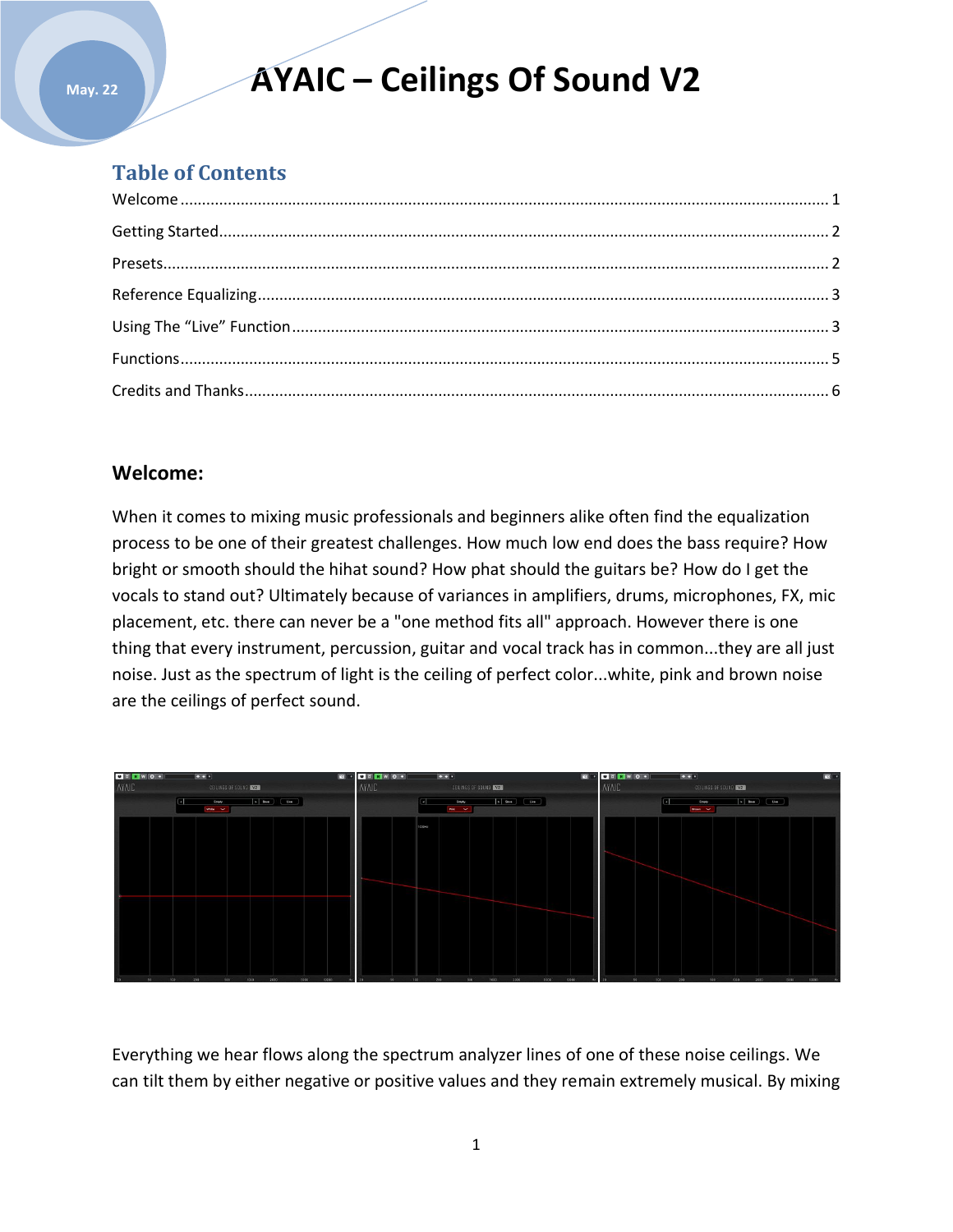May. 22

# AYAIC – Ceilings Of Sound V2

## Table of Contents

Welcome .......... 1

Getting Started .......... 2

Presets .......... 2

Reference Equalizing .......... 3

Using The "Live" Function .......... 3

Functions .......... 5

Credits and Thanks .......... 6

## Welcome:

When it comes to mixing music professionals and beginners alike often find the equalization process to be one of their greatest challenges. How much low end does the bass require? How bright or smooth should the hihat sound? How phat should the guitars be? How do I get the vocals to stand out? Ultimately because of variances in amplifiers, drums, microphones, FX, mic placement, etc. there can never be a "one method fits all" approach. However there is one thing that every instrument, percussion, guitar and vocal track has in common...they are all just noise. Just as the spectrum of light is the ceiling of perfect color...white, pink and brown noise are the ceilings of perfect sound.

Everything we hear flows along the spectrum analyzer lines of one of these noise ceilings. We can tilt them by either negative or positive values and they remain extremely musical. By mixing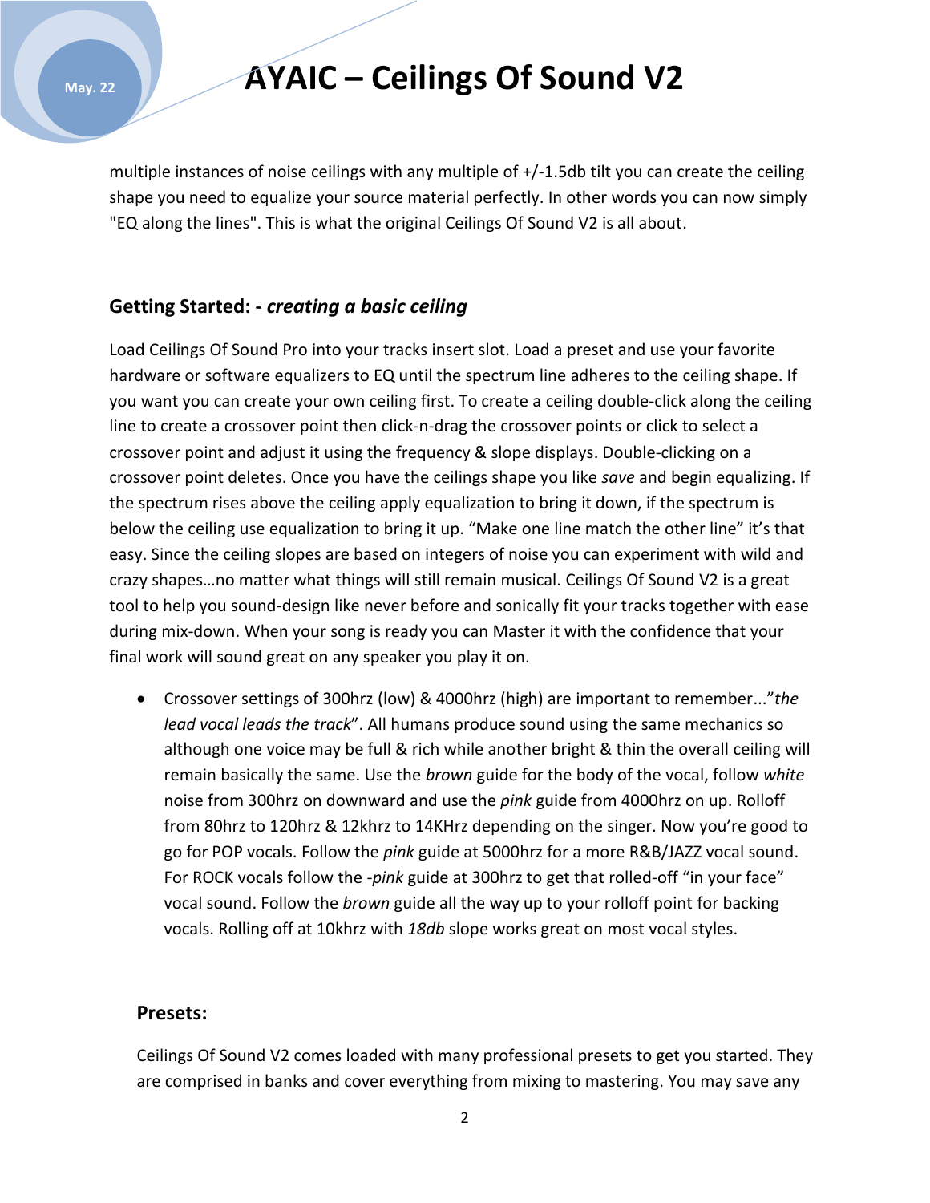multiple instances of noise ceilings with any multiple of +/-1.5db tilt you can create the ceiling shape you need to equalize your source material perfectly. In other words you can now simply "EQ along the lines". This is what the original Ceilings Of Sound V2 is all about.

### Getting Started: - *creating a basic ceiling*

Load Ceilings Of Sound Pro into your tracks insert slot. Load a preset and use your favorite hardware or software equalizers to EQ until the spectrum line adheres to the ceiling shape. If you want you can create your own ceiling first. To create a ceiling double-click along the ceiling line to create a crossover point then click-n-drag the crossover points or click to select a crossover point and adjust it using the frequency & slope displays. Double-clicking on a crossover point deletes. Once you have the ceilings shape you like *save* and begin equalizing. If the spectrum rises above the ceiling apply equalization to bring it down, if the spectrum is below the ceiling use equalization to bring it up. "Make one line match the other line" it's that easy. Since the ceiling slopes are based on integers of noise you can experiment with wild and crazy shapes…no matter what things will still remain musical. Ceilings Of Sound V2 is a great tool to help you sound-design like never before and sonically fit your tracks together with ease during mix-down. When your song is ready you can Master it with the confidence that your final work will sound great on any speaker you play it on.

- Crossover settings of 300hrz (low) & 4000hrz (high) are important to remember..."*the lead vocal leads the track*". All humans produce sound using the same mechanics so although one voice may be full & rich while another bright & thin the overall ceiling will remain basically the same. Use the *brown* guide for the body of the vocal, follow *white* noise from 300hrz on downward and use the *pink* guide from 4000hrz on up. Rolloff from 80hrz to 120hrz & 12khrz to 14KHrz depending on the singer. Now you're good to go for POP vocals. Follow the *pink* guide at 5000hrz for a more R&B/JAZZ vocal sound. For ROCK vocals follow the -*pink* guide at 300hrz to get that rolled-off "in your face" vocal sound. Follow the *brown* guide all the way up to your rolloff point for backing vocals. Rolling off at 10khrz with *18db* slope works great on most vocal styles.

### Presets:

Ceilings Of Sound V2 comes loaded with many professional presets to get you started. They are comprised in banks and cover everything from mixing to mastering. You may save any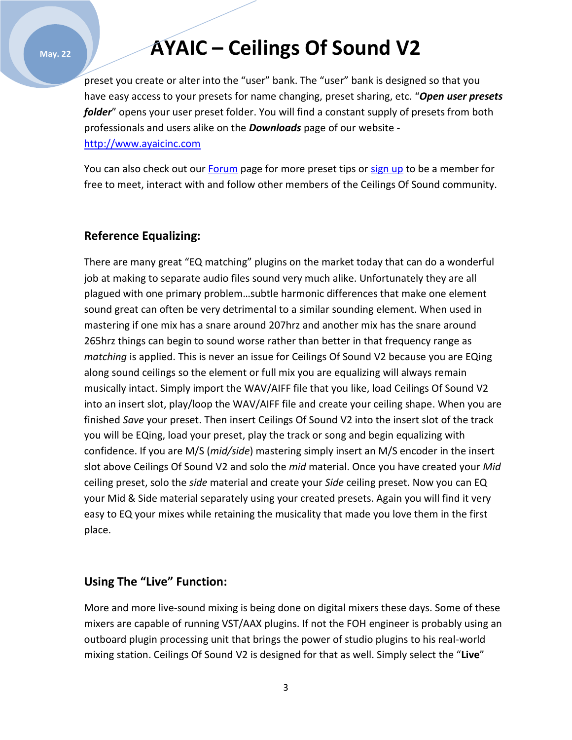preset you create or alter into the "user" bank. The "user" bank is designed so that you have easy access to your presets for name changing, preset sharing, etc. "***Open user presets folder***" opens your user preset folder. You will find a constant supply of presets from both professionals and users alike on the ***Downloads*** page of our website - [http://www.ayaicinc.com](http://www.ayaicinc.com)

You can also check out our Forum page for more preset tips or sign up to be a member for free to meet, interact with and follow other members of the Ceilings Of Sound community.

## Reference Equalizing:

There are many great "EQ matching" plugins on the market today that can do a wonderful job at making to separate audio files sound very much alike. Unfortunately they are all plagued with one primary problem…subtle harmonic differences that make one element sound great can often be very detrimental to a similar sounding element. When used in mastering if one mix has a snare around 207hrz and another mix has the snare around 265hrz things can begin to sound worse rather than better in that frequency range as *matching* is applied. This is never an issue for Ceilings Of Sound V2 because you are EQing along sound ceilings so the element or full mix you are equalizing will always remain musically intact. Simply import the WAV/AIFF file that you like, load Ceilings Of Sound V2 into an insert slot, play/loop the WAV/AIFF file and create your ceiling shape. When you are finished *Save* your preset. Then insert Ceilings Of Sound V2 into the insert slot of the track you will be EQing, load your preset, play the track or song and begin equalizing with confidence. If you are M/S (*mid/side*) mastering simply insert an M/S encoder in the insert slot above Ceilings Of Sound V2 and solo the *mid* material. Once you have created your *Mid* ceiling preset, solo the *side* material and create your *Side* ceiling preset. Now you can EQ your Mid & Side material separately using your created presets. Again you will find it very easy to EQ your mixes while retaining the musicality that made you love them in the first place.

## Using The "Live" Function:

More and more live-sound mixing is being done on digital mixers these days. Some of these mixers are capable of running VST/AAX plugins. If not the FOH engineer is probably using an outboard plugin processing unit that brings the power of studio plugins to his real-world mixing station. Ceilings Of Sound V2 is designed for that as well. Simply select the "**Live**"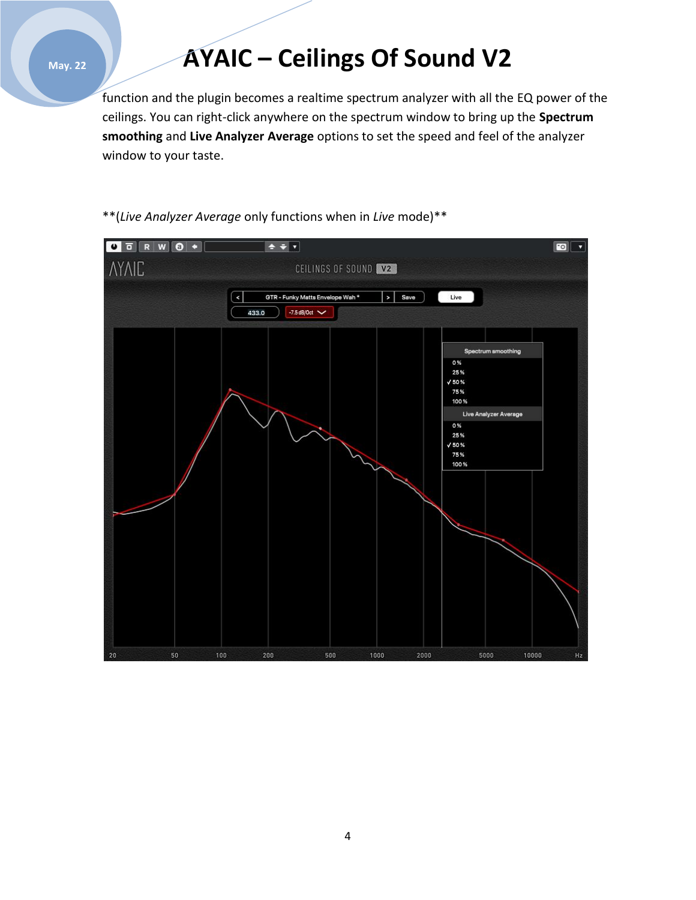function and the plugin becomes a realtime spectrum analyzer with all the EQ power of the ceilings. You can right-click anywhere on the spectrum window to bring up the **Spectrum smoothing** and **Live Analyzer Average** options to set the speed and feel of the analyzer window to your taste.

**(*Live Analyzer Average* only functions when in *Live* mode)**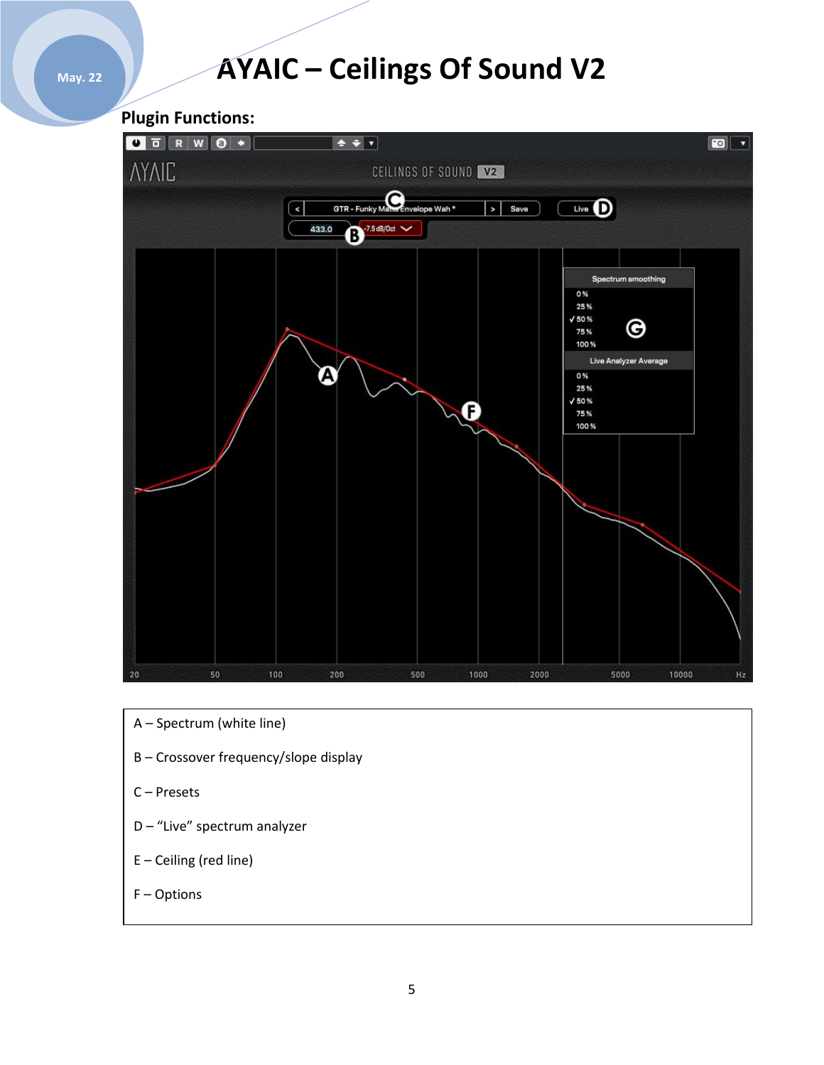# AYAIC – Ceilings Of Sound V2

**Plugin Functions:**

| A – Spectrum (white line) |
|---|
| B – Crossover frequency/slope display |
| C – Presets |
| D – "Live" spectrum analyzer |
| E – Ceiling (red line) |
| F – Options |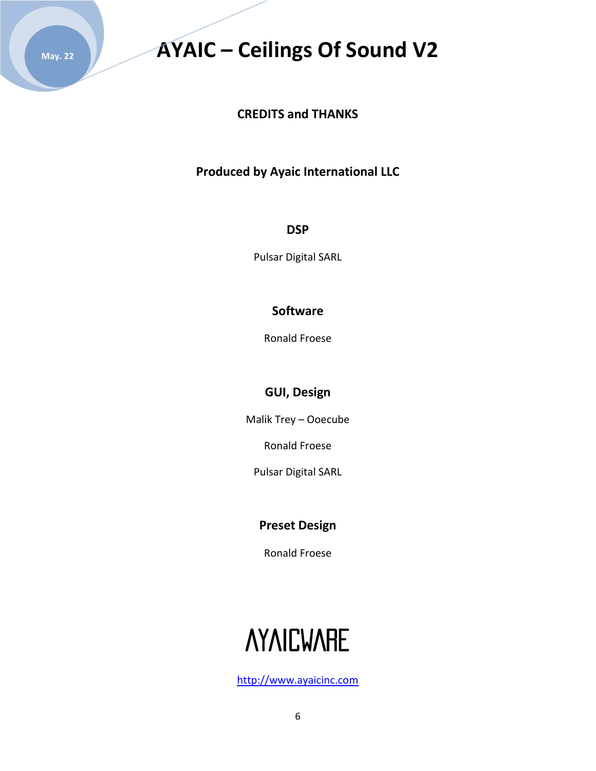# AYAIC – Ceilings Of Sound V2

**CREDITS and THANKS**

**Produced by Ayaic International LLC**

**DSP**

Pulsar Digital SARL

**Software**

Ronald Froese

**GUI, Design**

Malik Trey – Ooecube

Ronald Froese

Pulsar Digital SARL

**Preset Design**

Ronald Froese

AYAICWARE

http://www.ayaicinc.com